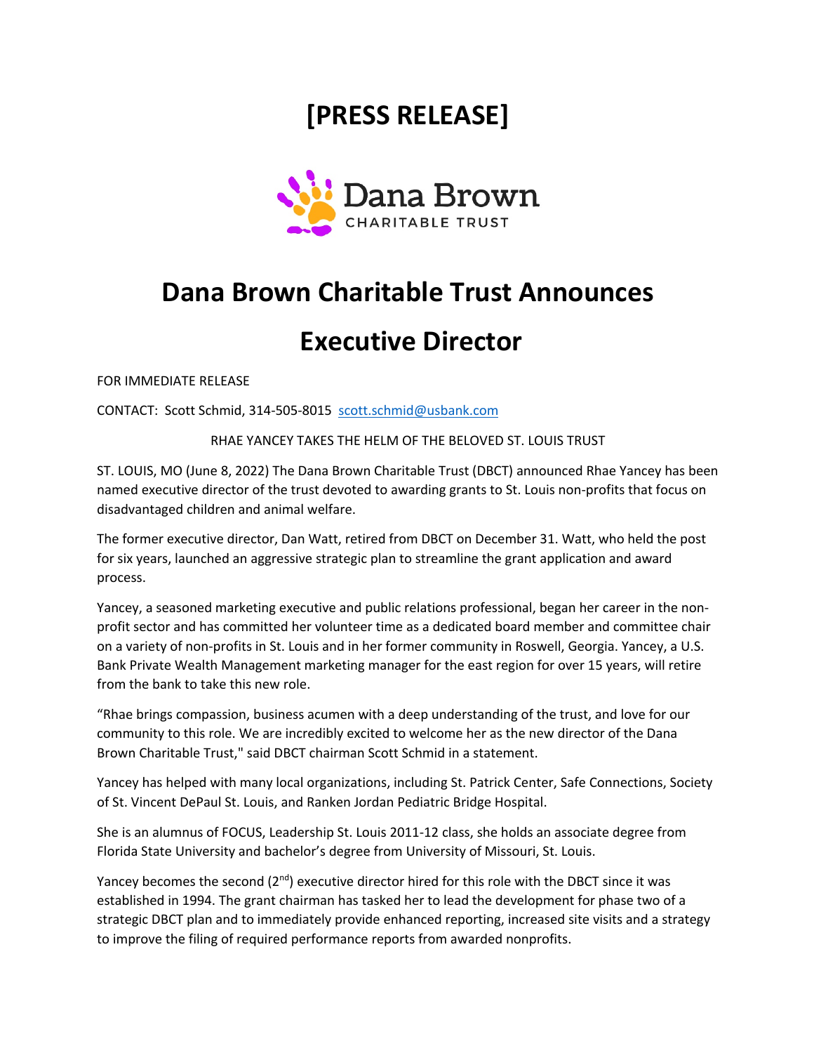# [PRESS RELEASE]

Dana Brown
CHARITABLE TRUST

# Dana Brown Charitable Trust Announces Executive Director

FOR IMMEDIATE RELEASE

CONTACT: Scott Schmid, 314-505-8015 scott.schmid@usbank.com

RHAE YANCEY TAKES THE HELM OF THE BELOVED ST. LOUIS TRUST

ST. LOUIS, MO (June 8, 2022) The Dana Brown Charitable Trust (DBCT) announced Rhae Yancey has been named executive director of the trust devoted to awarding grants to St. Louis non-profits that focus on disadvantaged children and animal welfare.

The former executive director, Dan Watt, retired from DBCT on December 31. Watt, who held the post for six years, launched an aggressive strategic plan to streamline the grant application and award process.

Yancey, a seasoned marketing executive and public relations professional, began her career in the non-profit sector and has committed her volunteer time as a dedicated board member and committee chair on a variety of non-profits in St. Louis and in her former community in Roswell, Georgia. Yancey, a U.S. Bank Private Wealth Management marketing manager for the east region for over 15 years, will retire from the bank to take this new role.

"Rhae brings compassion, business acumen with a deep understanding of the trust, and love for our community to this role. We are incredibly excited to welcome her as the new director of the Dana Brown Charitable Trust," said DBCT chairman Scott Schmid in a statement.

Yancey has helped with many local organizations, including St. Patrick Center, Safe Connections, Society of St. Vincent DePaul St. Louis, and Ranken Jordan Pediatric Bridge Hospital.

She is an alumnus of FOCUS, Leadership St. Louis 2011-12 class, she holds an associate degree from Florida State University and bachelor's degree from University of Missouri, St. Louis.

Yancey becomes the second (2nd) executive director hired for this role with the DBCT since it was established in 1994. The grant chairman has tasked her to lead the development for phase two of a strategic DBCT plan and to immediately provide enhanced reporting, increased site visits and a strategy to improve the filing of required performance reports from awarded nonprofits.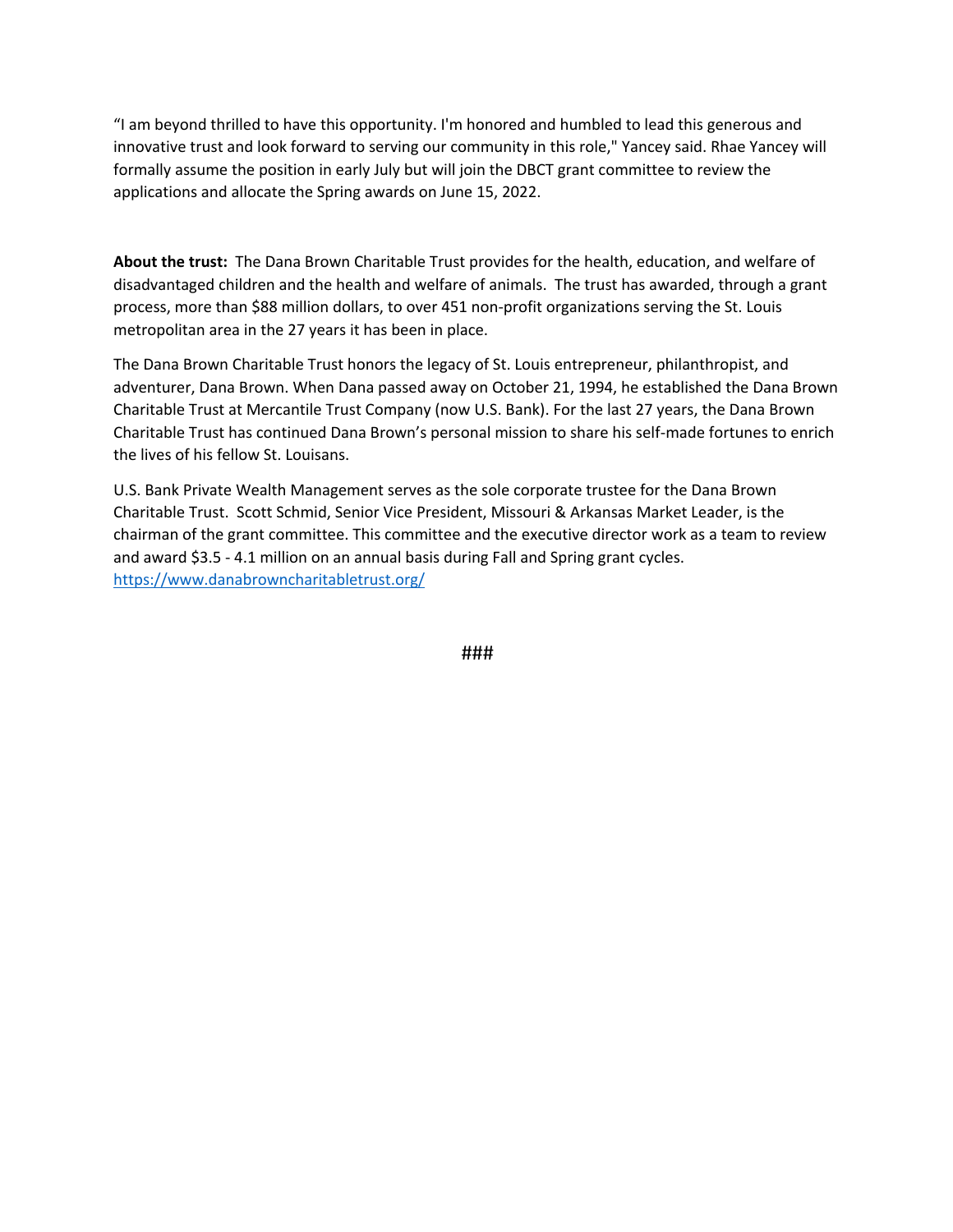"I am beyond thrilled to have this opportunity. I'm honored and humbled to lead this generous and innovative trust and look forward to serving our community in this role," Yancey said. Rhae Yancey will formally assume the position in early July but will join the DBCT grant committee to review the applications and allocate the Spring awards on June 15, 2022.

**About the trust:** The Dana Brown Charitable Trust provides for the health, education, and welfare of disadvantaged children and the health and welfare of animals. The trust has awarded, through a grant process, more than $88 million dollars, to over 451 non-profit organizations serving the St. Louis metropolitan area in the 27 years it has been in place.

The Dana Brown Charitable Trust honors the legacy of St. Louis entrepreneur, philanthropist, and adventurer, Dana Brown. When Dana passed away on October 21, 1994, he established the Dana Brown Charitable Trust at Mercantile Trust Company (now U.S. Bank). For the last 27 years, the Dana Brown Charitable Trust has continued Dana Brown's personal mission to share his self-made fortunes to enrich the lives of his fellow St. Louisans.

U.S. Bank Private Wealth Management serves as the sole corporate trustee for the Dana Brown Charitable Trust. Scott Schmid, Senior Vice President, Missouri & Arkansas Market Leader, is the chairman of the grant committee. This committee and the executive director work as a team to review and award $3.5 - 4.1 million on an annual basis during Fall and Spring grant cycles.
[https://www.danabrowncharitabletrust.org/](https://www.danabrowncharitabletrust.org/)

###